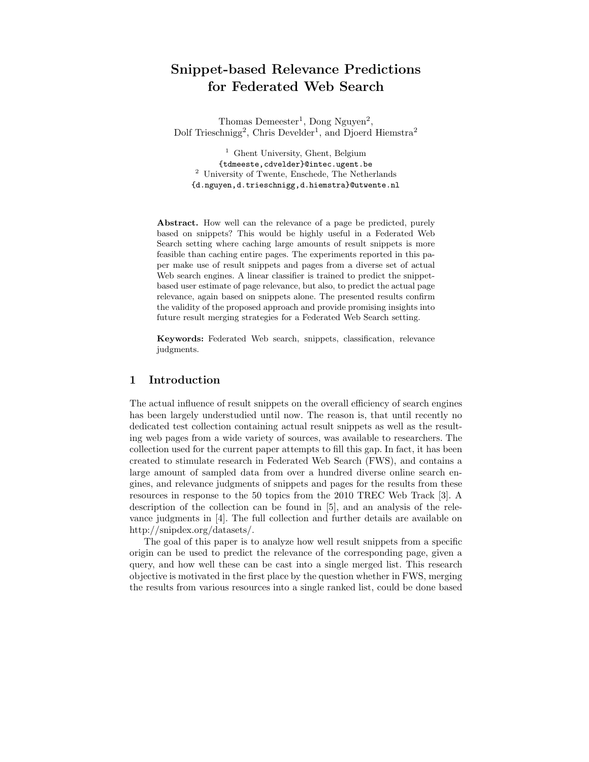# Snippet-based Relevance Predictions for Federated Web Search

Thomas Demeester[1], Dong Nguyen[2], Dolf Trieschnigg[2], Chris Develder[1], and Djoerd Hiemstra[2]

[1] Ghent University, Ghent, Belgium
{tdmeeste,cdvelder}@intec.ugent.be
[2] University of Twente, Enschede, The Netherlands
{d.nguyen,d.trieschnigg,d.hiemstra}@utwente.nl

**Abstract.** How well can the relevance of a page be predicted, purely based on snippets? This would be highly useful in a Federated Web Search setting where caching large amounts of result snippets is more feasible than caching entire pages. The experiments reported in this paper make use of result snippets and pages from a diverse set of actual Web search engines. A linear classifier is trained to predict the snippet-based user estimate of page relevance, but also, to predict the actual page relevance, again based on snippets alone. The presented results confirm the validity of the proposed approach and provide promising insights into future result merging strategies for a Federated Web Search setting.

**Keywords:** Federated Web search, snippets, classification, relevance judgments.

## 1 Introduction

The actual influence of result snippets on the overall efficiency of search engines has been largely understudied until now. The reason is, that until recently no dedicated test collection containing actual result snippets as well as the resulting web pages from a wide variety of sources, was available to researchers. The collection used for the current paper attempts to fill this gap. In fact, it has been created to stimulate research in Federated Web Search (FWS), and contains a large amount of sampled data from over a hundred diverse online search engines, and relevance judgments of snippets and pages for the results from these resources in response to the 50 topics from the 2010 TREC Web Track [3]. A description of the collection can be found in [5], and an analysis of the relevance judgments in [4]. The full collection and further details are available on http://snipdex.org/datasets/.

The goal of this paper is to analyze how well result snippets from a specific origin can be used to predict the relevance of the corresponding page, given a query, and how well these can be cast into a single merged list. This research objective is motivated in the first place by the question whether in FWS, merging the results from various resources into a single ranked list, could be done based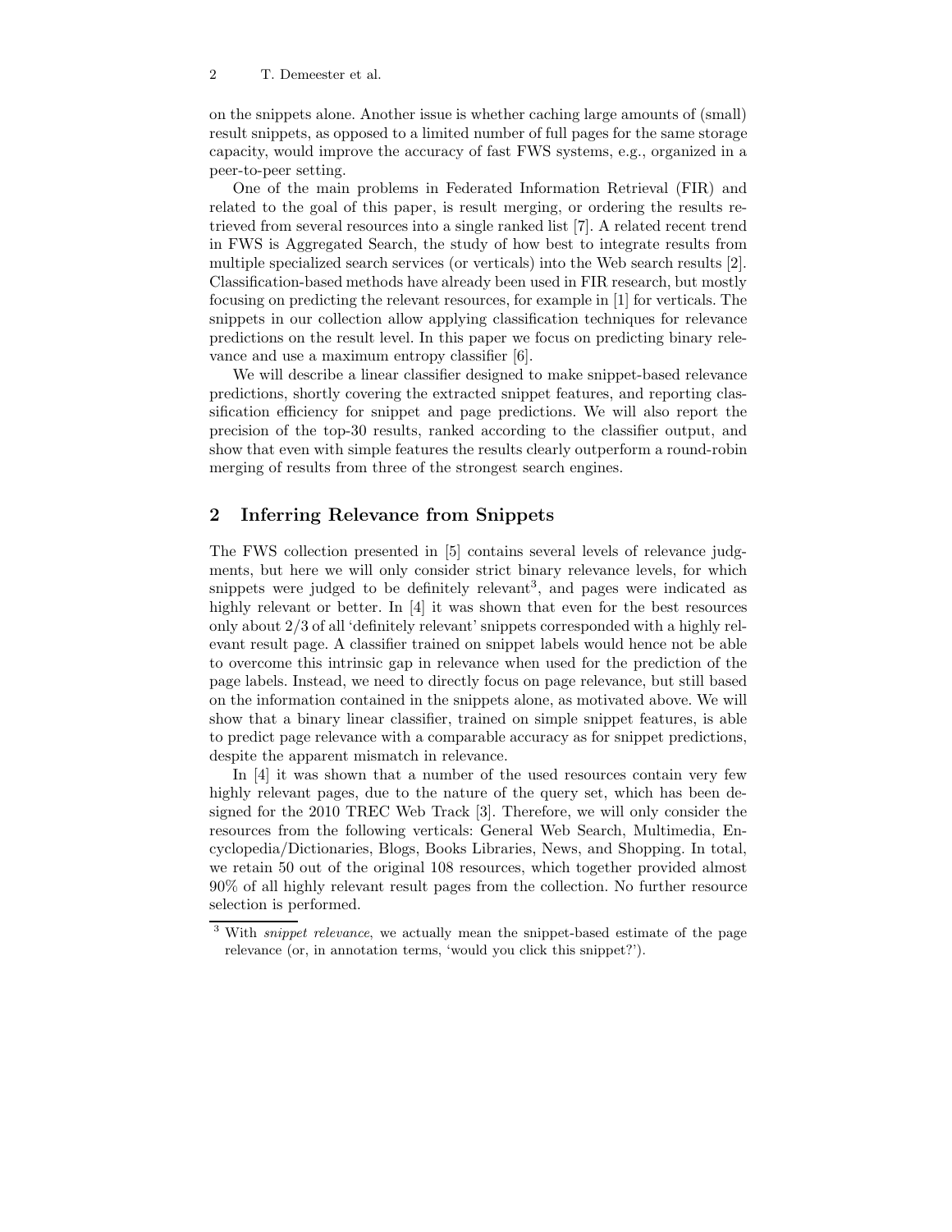on the snippets alone. Another issue is whether caching large amounts of (small) result snippets, as opposed to a limited number of full pages for the same storage capacity, would improve the accuracy of fast FWS systems, e.g., organized in a peer-to-peer setting.

One of the main problems in Federated Information Retrieval (FIR) and related to the goal of this paper, is result merging, or ordering the results retrieved from several resources into a single ranked list [7]. A related recent trend in FWS is Aggregated Search, the study of how best to integrate results from multiple specialized search services (or verticals) into the Web search results [2]. Classification-based methods have already been used in FIR research, but mostly focusing on predicting the relevant resources, for example in [1] for verticals. The snippets in our collection allow applying classification techniques for relevance predictions on the result level. In this paper we focus on predicting binary relevance and use a maximum entropy classifier [6].

We will describe a linear classifier designed to make snippet-based relevance predictions, shortly covering the extracted snippet features, and reporting classification efficiency for snippet and page predictions. We will also report the precision of the top-30 results, ranked according to the classifier output, and show that even with simple features the results clearly outperform a round-robin merging of results from three of the strongest search engines.

## 2 Inferring Relevance from Snippets

The FWS collection presented in [5] contains several levels of relevance judgments, but here we will only consider strict binary relevance levels, for which snippets were judged to be definitely relevant[3], and pages were indicated as highly relevant or better. In [4] it was shown that even for the best resources only about 2/3 of all 'definitely relevant' snippets corresponded with a highly relevant result page. A classifier trained on snippet labels would hence not be able to overcome this intrinsic gap in relevance when used for the prediction of the page labels. Instead, we need to directly focus on page relevance, but still based on the information contained in the snippets alone, as motivated above. We will show that a binary linear classifier, trained on simple snippet features, is able to predict page relevance with a comparable accuracy as for snippet predictions, despite the apparent mismatch in relevance.

In [4] it was shown that a number of the used resources contain very few highly relevant pages, due to the nature of the query set, which has been designed for the 2010 TREC Web Track [3]. Therefore, we will only consider the resources from the following verticals: General Web Search, Multimedia, Encyclopedia/Dictionaries, Blogs, Books Libraries, News, and Shopping. In total, we retain 50 out of the original 108 resources, which together provided almost 90% of all highly relevant result pages from the collection. No further resource selection is performed.

[3] With *snippet relevance*, we actually mean the snippet-based estimate of the page relevance (or, in annotation terms, 'would you click this snippet?').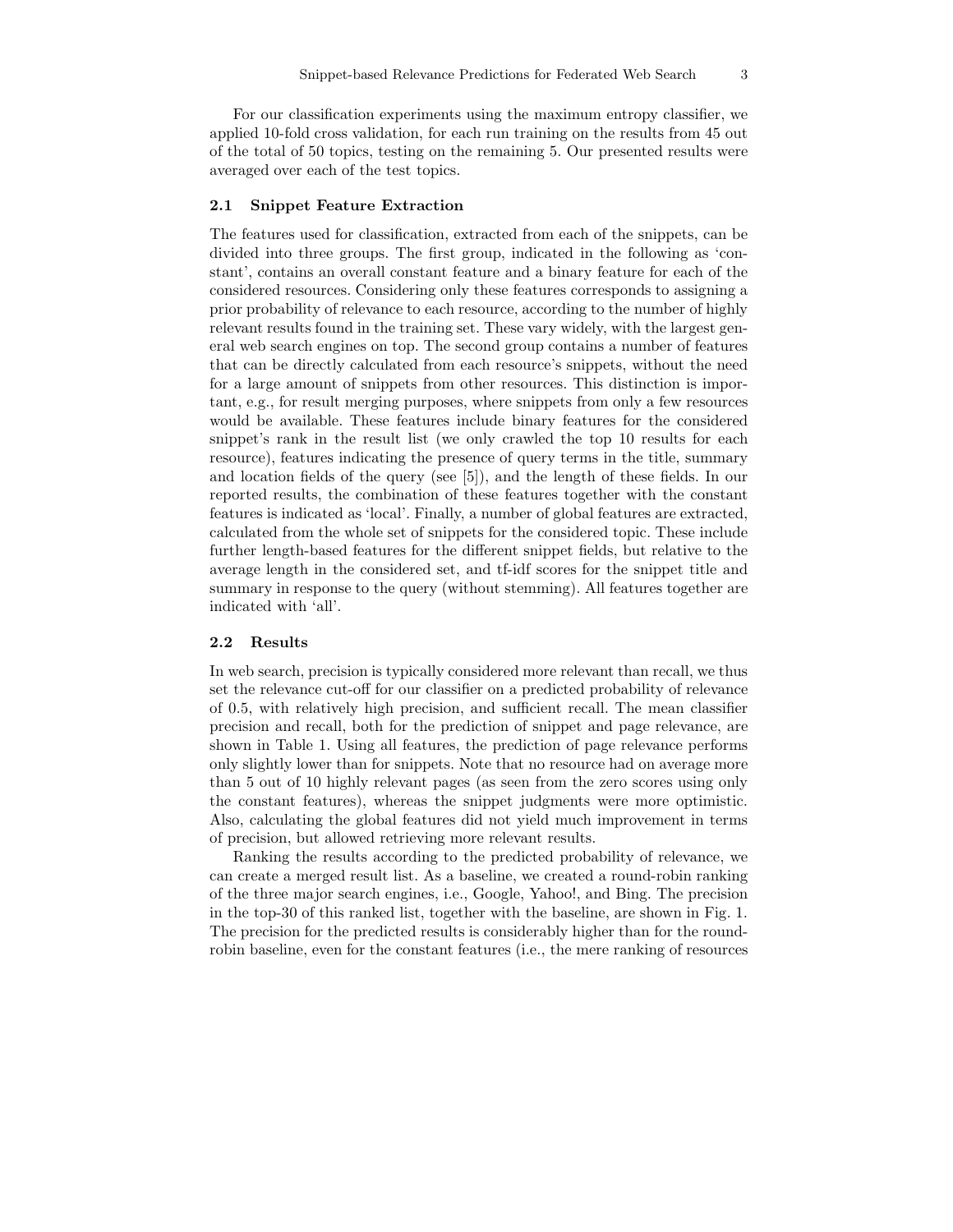For our classification experiments using the maximum entropy classifier, we applied 10-fold cross validation, for each run training on the results from 45 out of the total of 50 topics, testing on the remaining 5. Our presented results were averaged over each of the test topics.

### 2.1 Snippet Feature Extraction

The features used for classification, extracted from each of the snippets, can be divided into three groups. The first group, indicated in the following as 'constant', contains an overall constant feature and a binary feature for each of the considered resources. Considering only these features corresponds to assigning a prior probability of relevance to each resource, according to the number of highly relevant results found in the training set. These vary widely, with the largest general web search engines on top. The second group contains a number of features that can be directly calculated from each resource's snippets, without the need for a large amount of snippets from other resources. This distinction is important, e.g., for result merging purposes, where snippets from only a few resources would be available. These features include binary features for the considered snippet's rank in the result list (we only crawled the top 10 results for each resource), features indicating the presence of query terms in the title, summary and location fields of the query (see [5]), and the length of these fields. In our reported results, the combination of these features together with the constant features is indicated as 'local'. Finally, a number of global features are extracted, calculated from the whole set of snippets for the considered topic. These include further length-based features for the different snippet fields, but relative to the average length in the considered set, and tf-idf scores for the snippet title and summary in response to the query (without stemming). All features together are indicated with 'all'.

### 2.2 Results

In web search, precision is typically considered more relevant than recall, we thus set the relevance cut-off for our classifier on a predicted probability of relevance of 0.5, with relatively high precision, and sufficient recall. The mean classifier precision and recall, both for the prediction of snippet and page relevance, are shown in Table 1. Using all features, the prediction of page relevance performs only slightly lower than for snippets. Note that no resource had on average more than 5 out of 10 highly relevant pages (as seen from the zero scores using only the constant features), whereas the snippet judgments were more optimistic. Also, calculating the global features did not yield much improvement in terms of precision, but allowed retrieving more relevant results.

Ranking the results according to the predicted probability of relevance, we can create a merged result list. As a baseline, we created a round-robin ranking of the three major search engines, i.e., Google, Yahoo!, and Bing. The precision in the top-30 of this ranked list, together with the baseline, are shown in Fig. 1. The precision for the predicted results is considerably higher than for the round-robin baseline, even for the constant features (i.e., the mere ranking of resources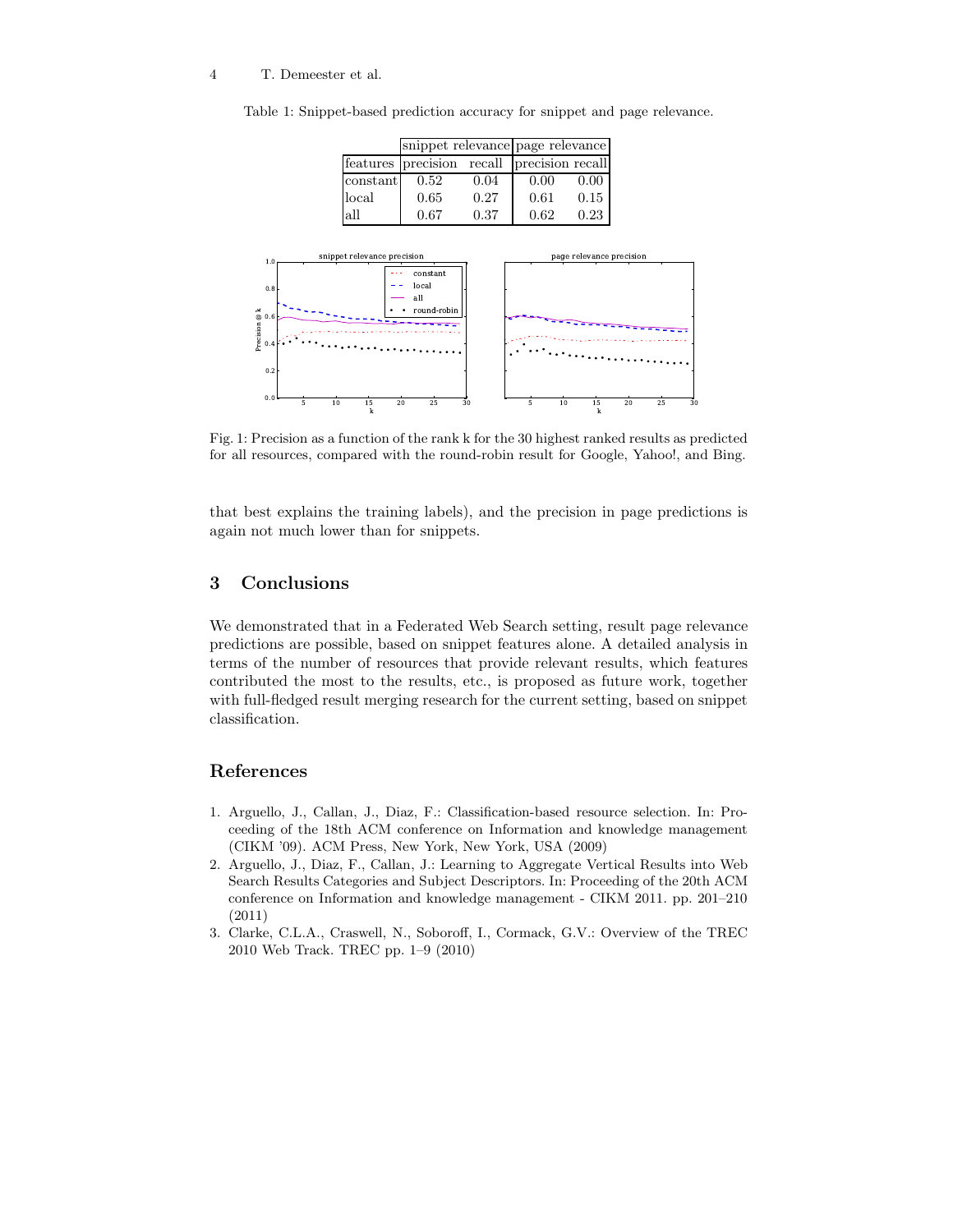Table 1: Snippet-based prediction accuracy for snippet and page relevance.

| | snippet relevance | | page relevance | |
|---|---|---|---|---|
| features | precision | recall | precision | recall |
| constant | 0.52 | 0.04 | 0.00 | 0.00 |
| local | 0.65 | 0.27 | 0.61 | 0.15 |
| all | 0.67 | 0.37 | 0.62 | 0.23 |

Fig. 1: Precision as a function of the rank k for the 30 highest ranked results as predicted for all resources, compared with the round-robin result for Google, Yahoo!, and Bing.

that best explains the training labels), and the precision in page predictions is again not much lower than for snippets.

## 3 Conclusions

We demonstrated that in a Federated Web Search setting, result page relevance predictions are possible, based on snippet features alone. A detailed analysis in terms of the number of resources that provide relevant results, which features contributed the most to the results, etc., is proposed as future work, together with full-fledged result merging research for the current setting, based on snippet classification.

## References

1. Arguello, J., Callan, J., Diaz, F.: Classification-based resource selection. In: Proceeding of the 18th ACM conference on Information and knowledge management (CIKM '09). ACM Press, New York, New York, USA (2009)
2. Arguello, J., Diaz, F., Callan, J.: Learning to Aggregate Vertical Results into Web Search Results Categories and Subject Descriptors. In: Proceeding of the 20th ACM conference on Information and knowledge management - CIKM 2011. pp. 201–210 (2011)
3. Clarke, C.L.A., Craswell, N., Soboroff, I., Cormack, G.V.: Overview of the TREC 2010 Web Track. TREC pp. 1–9 (2010)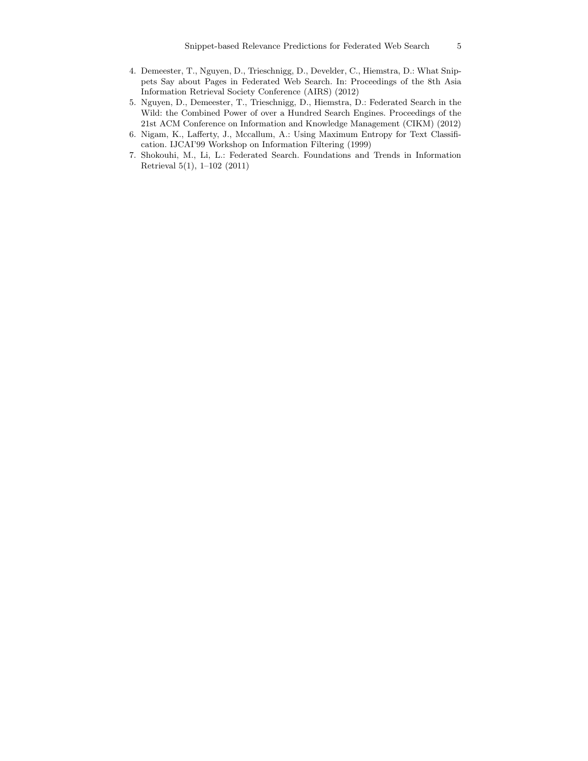4. Demeester, T., Nguyen, D., Trieschnigg, D., Develder, C., Hiemstra, D.: What Snippets Say about Pages in Federated Web Search. In: Proceedings of the 8th Asia Information Retrieval Society Conference (AIRS) (2012)
5. Nguyen, D., Demeester, T., Trieschnigg, D., Hiemstra, D.: Federated Search in the Wild: the Combined Power of over a Hundred Search Engines. Proceedings of the 21st ACM Conference on Information and Knowledge Management (CIKM) (2012)
6. Nigam, K., Lafferty, J., Mccallum, A.: Using Maximum Entropy for Text Classification. IJCAI'99 Workshop on Information Filtering (1999)
7. Shokouhi, M., Li, L.: Federated Search. Foundations and Trends in Information Retrieval 5(1), 1–102 (2011)